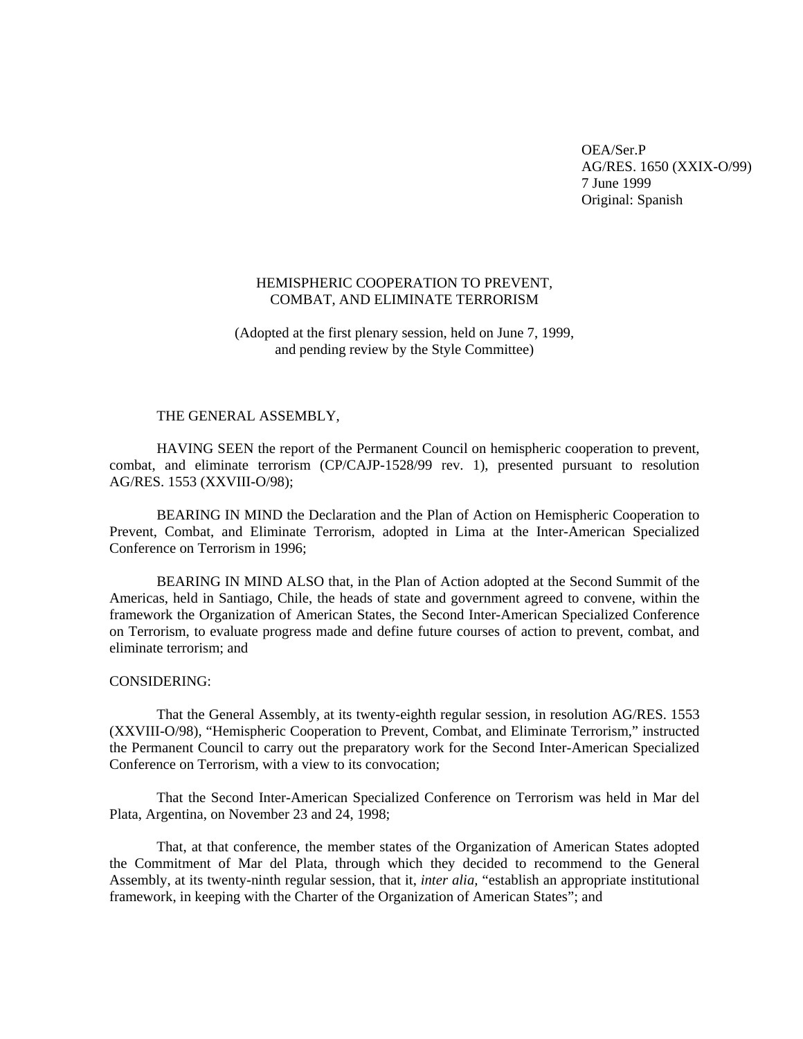OEA/Ser.P
AG/RES. 1650 (XXIX-O/99)
7 June 1999
Original: Spanish

# HEMISPHERIC COOPERATION TO PREVENT, COMBAT, AND ELIMINATE TERRORISM

(Adopted at the first plenary session, held on June 7, 1999, and pending review by the Style Committee)

THE GENERAL ASSEMBLY,

HAVING SEEN the report of the Permanent Council on hemispheric cooperation to prevent, combat, and eliminate terrorism (CP/CAJP-1528/99 rev. 1), presented pursuant to resolution AG/RES. 1553 (XXVIII-O/98);

BEARING IN MIND the Declaration and the Plan of Action on Hemispheric Cooperation to Prevent, Combat, and Eliminate Terrorism, adopted in Lima at the Inter-American Specialized Conference on Terrorism in 1996;

BEARING IN MIND ALSO that, in the Plan of Action adopted at the Second Summit of the Americas, held in Santiago, Chile, the heads of state and government agreed to convene, within the framework the Organization of American States, the Second Inter-American Specialized Conference on Terrorism, to evaluate progress made and define future courses of action to prevent, combat, and eliminate terrorism; and

CONSIDERING:

That the General Assembly, at its twenty-eighth regular session, in resolution AG/RES. 1553 (XXVIII-O/98), "Hemispheric Cooperation to Prevent, Combat, and Eliminate Terrorism," instructed the Permanent Council to carry out the preparatory work for the Second Inter-American Specialized Conference on Terrorism, with a view to its convocation;

That the Second Inter-American Specialized Conference on Terrorism was held in Mar del Plata, Argentina, on November 23 and 24, 1998;

That, at that conference, the member states of the Organization of American States adopted the Commitment of Mar del Plata, through which they decided to recommend to the General Assembly, at its twenty-ninth regular session, that it, *inter alia*, "establish an appropriate institutional framework, in keeping with the Charter of the Organization of American States"; and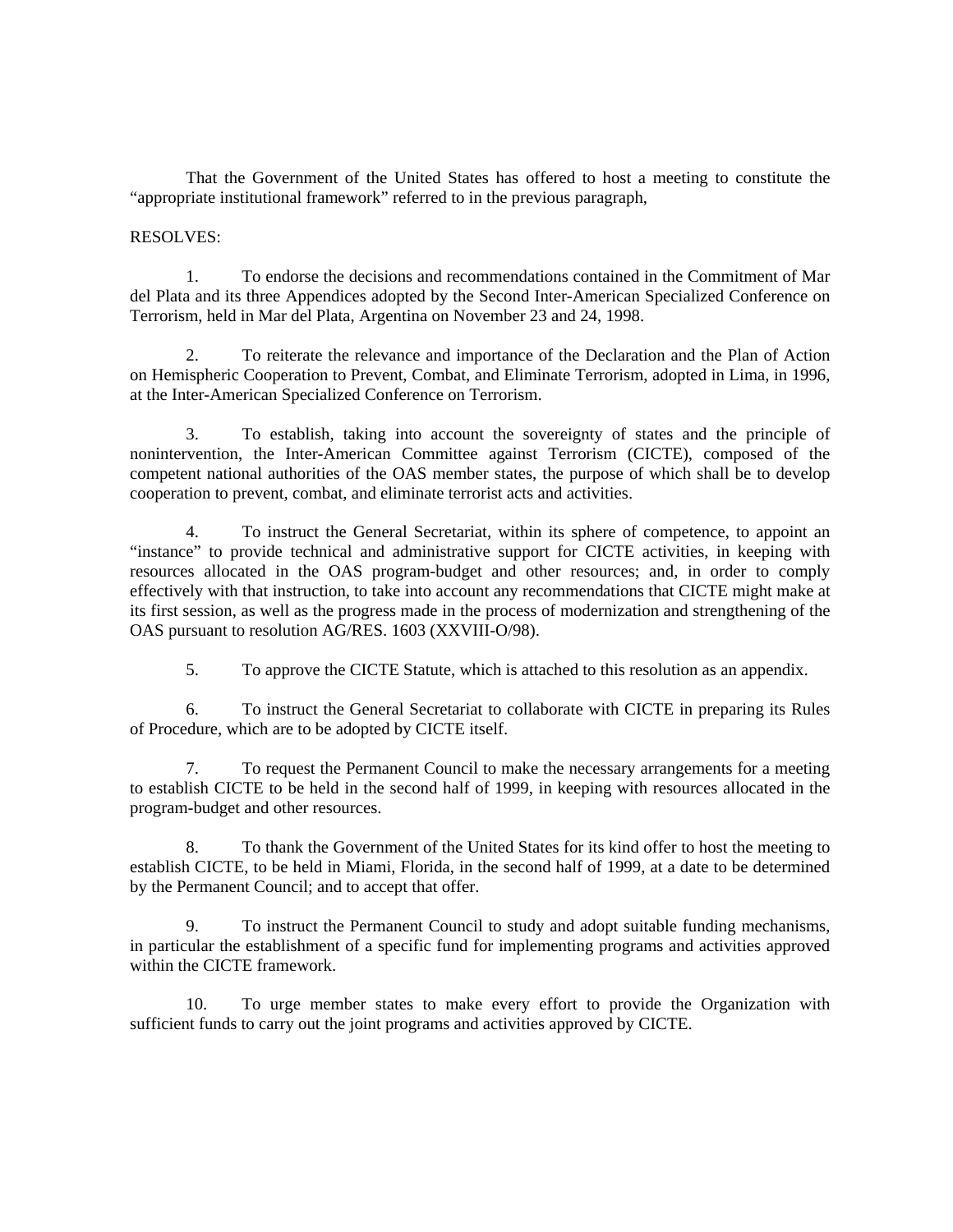That the Government of the United States has offered to host a meeting to constitute the "appropriate institutional framework" referred to in the previous paragraph,

RESOLVES:

1. To endorse the decisions and recommendations contained in the Commitment of Mar del Plata and its three Appendices adopted by the Second Inter-American Specialized Conference on Terrorism, held in Mar del Plata, Argentina on November 23 and 24, 1998.

2. To reiterate the relevance and importance of the Declaration and the Plan of Action on Hemispheric Cooperation to Prevent, Combat, and Eliminate Terrorism, adopted in Lima, in 1996, at the Inter-American Specialized Conference on Terrorism.

3. To establish, taking into account the sovereignty of states and the principle of nonintervention, the Inter-American Committee against Terrorism (CICTE), composed of the competent national authorities of the OAS member states, the purpose of which shall be to develop cooperation to prevent, combat, and eliminate terrorist acts and activities.

4. To instruct the General Secretariat, within its sphere of competence, to appoint an "instance" to provide technical and administrative support for CICTE activities, in keeping with resources allocated in the OAS program-budget and other resources; and, in order to comply effectively with that instruction, to take into account any recommendations that CICTE might make at its first session, as well as the progress made in the process of modernization and strengthening of the OAS pursuant to resolution AG/RES. 1603 (XXVIII-O/98).

5. To approve the CICTE Statute, which is attached to this resolution as an appendix.

6. To instruct the General Secretariat to collaborate with CICTE in preparing its Rules of Procedure, which are to be adopted by CICTE itself.

7. To request the Permanent Council to make the necessary arrangements for a meeting to establish CICTE to be held in the second half of 1999, in keeping with resources allocated in the program-budget and other resources.

8. To thank the Government of the United States for its kind offer to host the meeting to establish CICTE, to be held in Miami, Florida, in the second half of 1999, at a date to be determined by the Permanent Council; and to accept that offer.

9. To instruct the Permanent Council to study and adopt suitable funding mechanisms, in particular the establishment of a specific fund for implementing programs and activities approved within the CICTE framework.

10. To urge member states to make every effort to provide the Organization with sufficient funds to carry out the joint programs and activities approved by CICTE.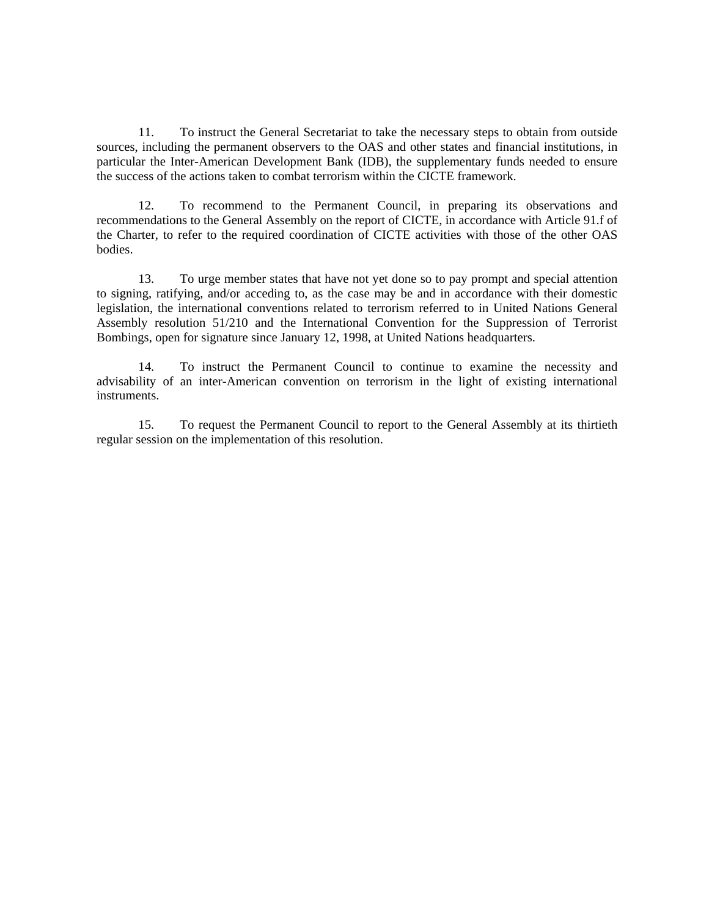11. To instruct the General Secretariat to take the necessary steps to obtain from outside sources, including the permanent observers to the OAS and other states and financial institutions, in particular the Inter-American Development Bank (IDB), the supplementary funds needed to ensure the success of the actions taken to combat terrorism within the CICTE framework.

12. To recommend to the Permanent Council, in preparing its observations and recommendations to the General Assembly on the report of CICTE, in accordance with Article 91.f of the Charter, to refer to the required coordination of CICTE activities with those of the other OAS bodies.

13. To urge member states that have not yet done so to pay prompt and special attention to signing, ratifying, and/or acceding to, as the case may be and in accordance with their domestic legislation, the international conventions related to terrorism referred to in United Nations General Assembly resolution 51/210 and the International Convention for the Suppression of Terrorist Bombings, open for signature since January 12, 1998, at United Nations headquarters.

14. To instruct the Permanent Council to continue to examine the necessity and advisability of an inter-American convention on terrorism in the light of existing international instruments.

15. To request the Permanent Council to report to the General Assembly at its thirtieth regular session on the implementation of this resolution.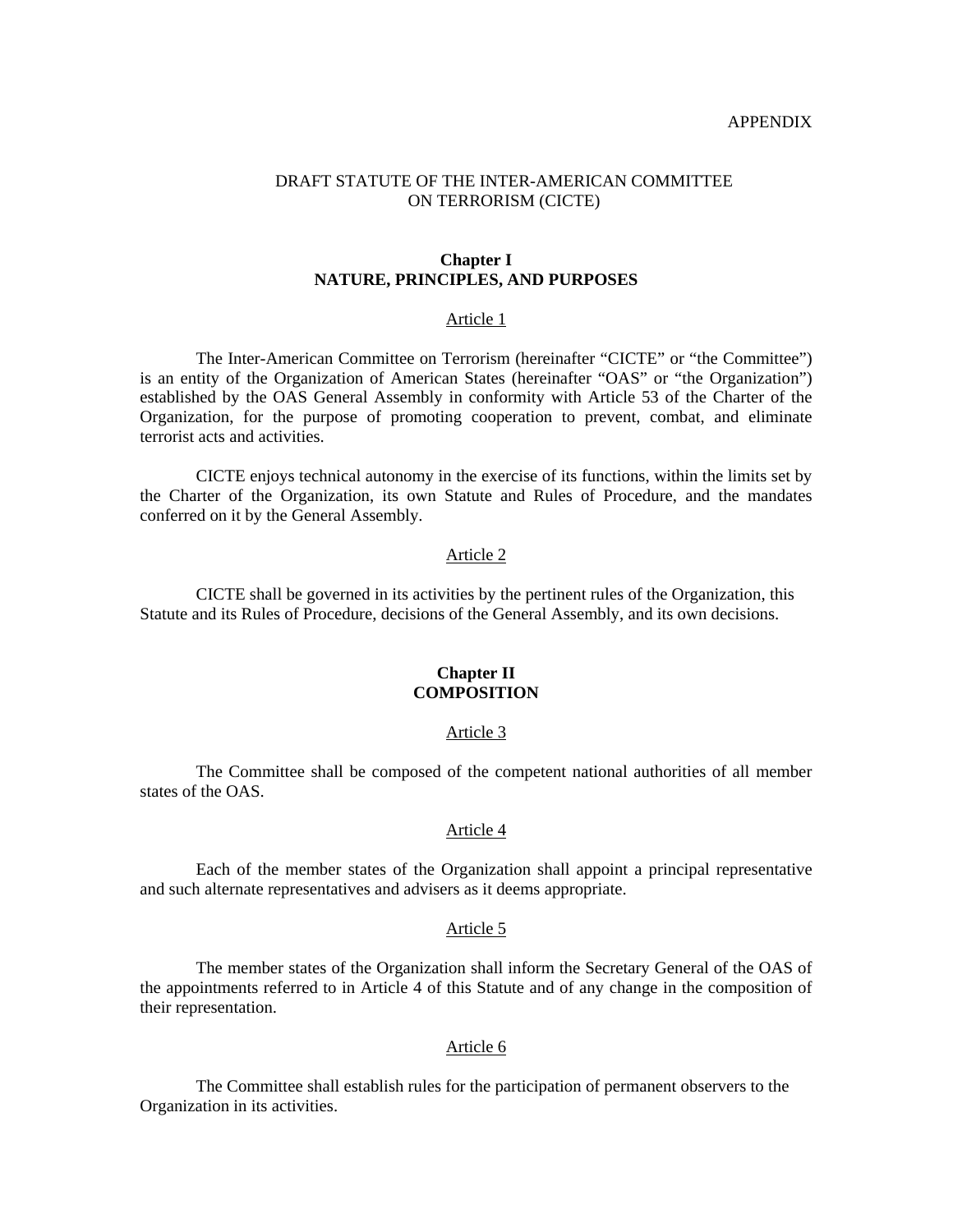APPENDIX

# DRAFT STATUTE OF THE INTER-AMERICAN COMMITTEE ON TERRORISM (CICTE)

## Chapter I
## NATURE, PRINCIPLES, AND PURPOSES

### Article 1

The Inter-American Committee on Terrorism (hereinafter "CICTE" or "the Committee") is an entity of the Organization of American States (hereinafter "OAS" or "the Organization") established by the OAS General Assembly in conformity with Article 53 of the Charter of the Organization, for the purpose of promoting cooperation to prevent, combat, and eliminate terrorist acts and activities.

CICTE enjoys technical autonomy in the exercise of its functions, within the limits set by the Charter of the Organization, its own Statute and Rules of Procedure, and the mandates conferred on it by the General Assembly.

### Article 2

CICTE shall be governed in its activities by the pertinent rules of the Organization, this Statute and its Rules of Procedure, decisions of the General Assembly, and its own decisions.

## Chapter II
## COMPOSITION

### Article 3

The Committee shall be composed of the competent national authorities of all member states of the OAS.

### Article 4

Each of the member states of the Organization shall appoint a principal representative and such alternate representatives and advisers as it deems appropriate.

### Article 5

The member states of the Organization shall inform the Secretary General of the OAS of the appointments referred to in Article 4 of this Statute and of any change in the composition of their representation.

### Article 6

The Committee shall establish rules for the participation of permanent observers to the Organization in its activities.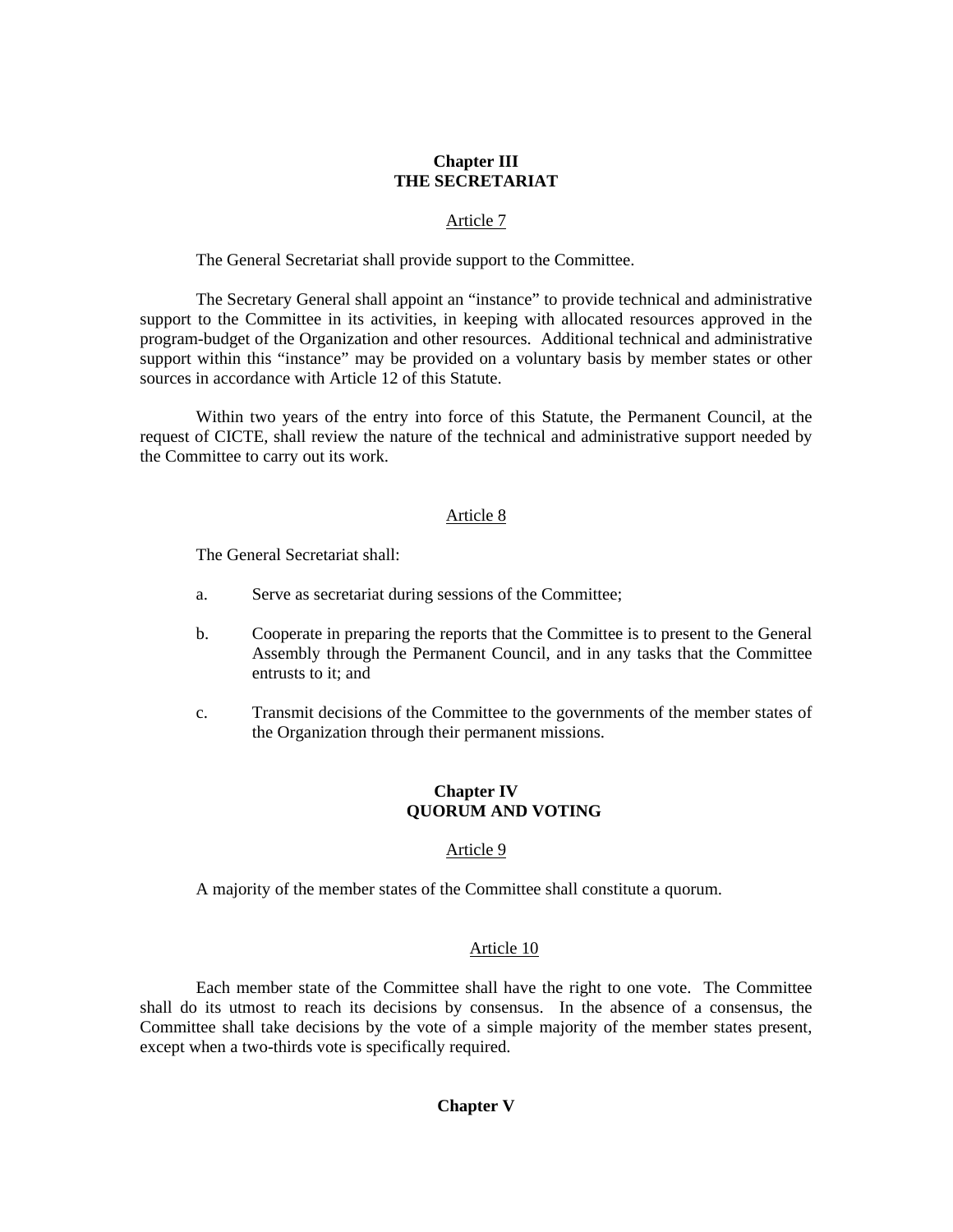## Chapter III
## THE SECRETARIAT

Article 7

The General Secretariat shall provide support to the Committee.

The Secretary General shall appoint an “instance” to provide technical and administrative support to the Committee in its activities, in keeping with allocated resources approved in the program-budget of the Organization and other resources. Additional technical and administrative support within this “instance” may be provided on a voluntary basis by member states or other sources in accordance with Article 12 of this Statute.

Within two years of the entry into force of this Statute, the Permanent Council, at the request of CICTE, shall review the nature of the technical and administrative support needed by the Committee to carry out its work.

Article 8

The General Secretariat shall:

a. Serve as secretariat during sessions of the Committee;

b. Cooperate in preparing the reports that the Committee is to present to the General Assembly through the Permanent Council, and in any tasks that the Committee entrusts to it; and

c. Transmit decisions of the Committee to the governments of the member states of the Organization through their permanent missions.

## Chapter IV
## QUORUM AND VOTING

Article 9

A majority of the member states of the Committee shall constitute a quorum.

Article 10

Each member state of the Committee shall have the right to one vote. The Committee shall do its utmost to reach its decisions by consensus. In the absence of a consensus, the Committee shall take decisions by the vote of a simple majority of the member states present, except when a two-thirds vote is specifically required.

## Chapter V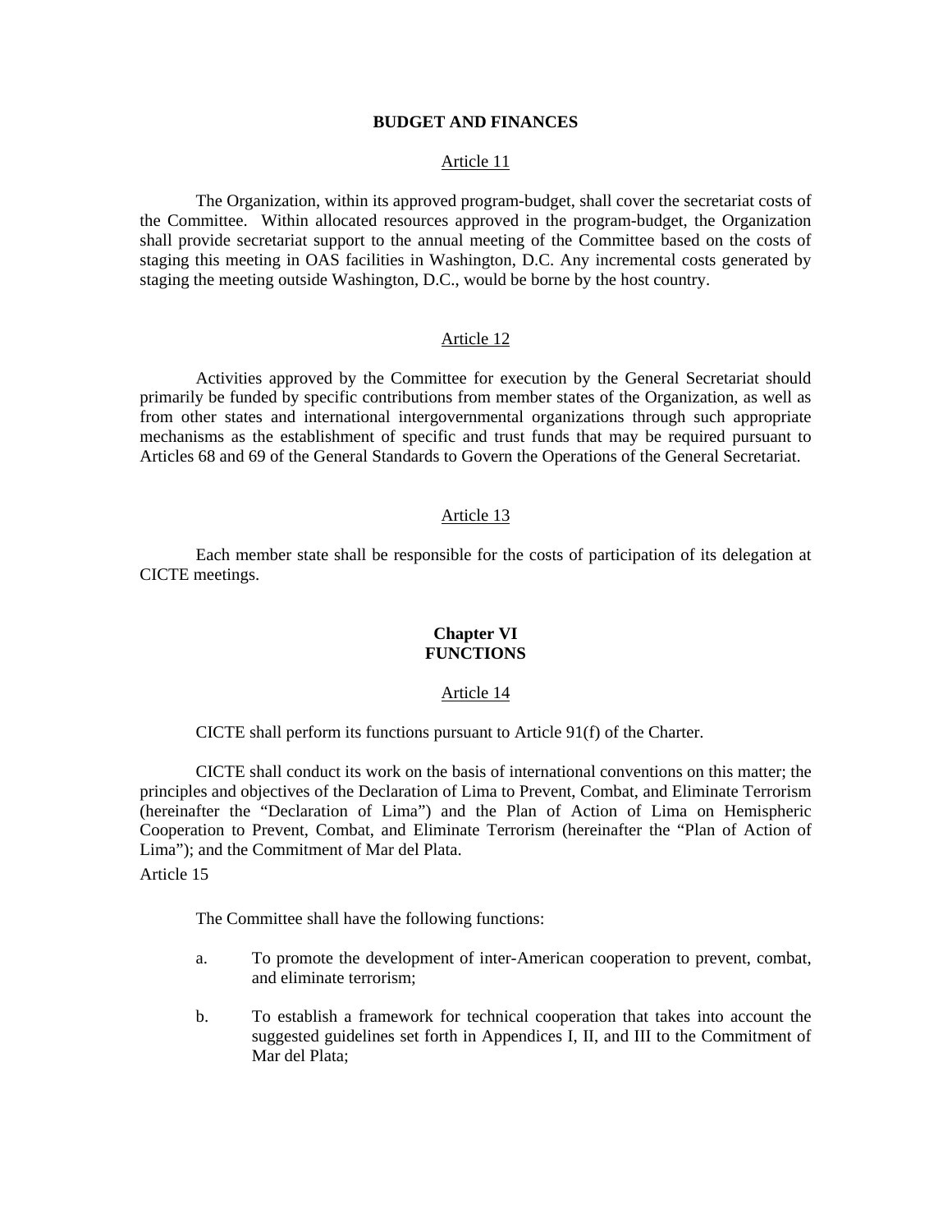**BUDGET AND FINANCES**

Article 11

The Organization, within its approved program-budget, shall cover the secretariat costs of the Committee. Within allocated resources approved in the program-budget, the Organization shall provide secretariat support to the annual meeting of the Committee based on the costs of staging this meeting in OAS facilities in Washington, D.C. Any incremental costs generated by staging the meeting outside Washington, D.C., would be borne by the host country.

Article 12

Activities approved by the Committee for execution by the General Secretariat should primarily be funded by specific contributions from member states of the Organization, as well as from other states and international intergovernmental organizations through such appropriate mechanisms as the establishment of specific and trust funds that may be required pursuant to Articles 68 and 69 of the General Standards to Govern the Operations of the General Secretariat.

Article 13

Each member state shall be responsible for the costs of participation of its delegation at CICTE meetings.

**Chapter VI**
**FUNCTIONS**

Article 14

CICTE shall perform its functions pursuant to Article 91(f) of the Charter.

CICTE shall conduct its work on the basis of international conventions on this matter; the principles and objectives of the Declaration of Lima to Prevent, Combat, and Eliminate Terrorism (hereinafter the "Declaration of Lima") and the Plan of Action of Lima on Hemispheric Cooperation to Prevent, Combat, and Eliminate Terrorism (hereinafter the "Plan of Action of Lima"); and the Commitment of Mar del Plata.

Article 15

The Committee shall have the following functions:

a. To promote the development of inter-American cooperation to prevent, combat, and eliminate terrorism;

b. To establish a framework for technical cooperation that takes into account the suggested guidelines set forth in Appendices I, II, and III to the Commitment of Mar del Plata;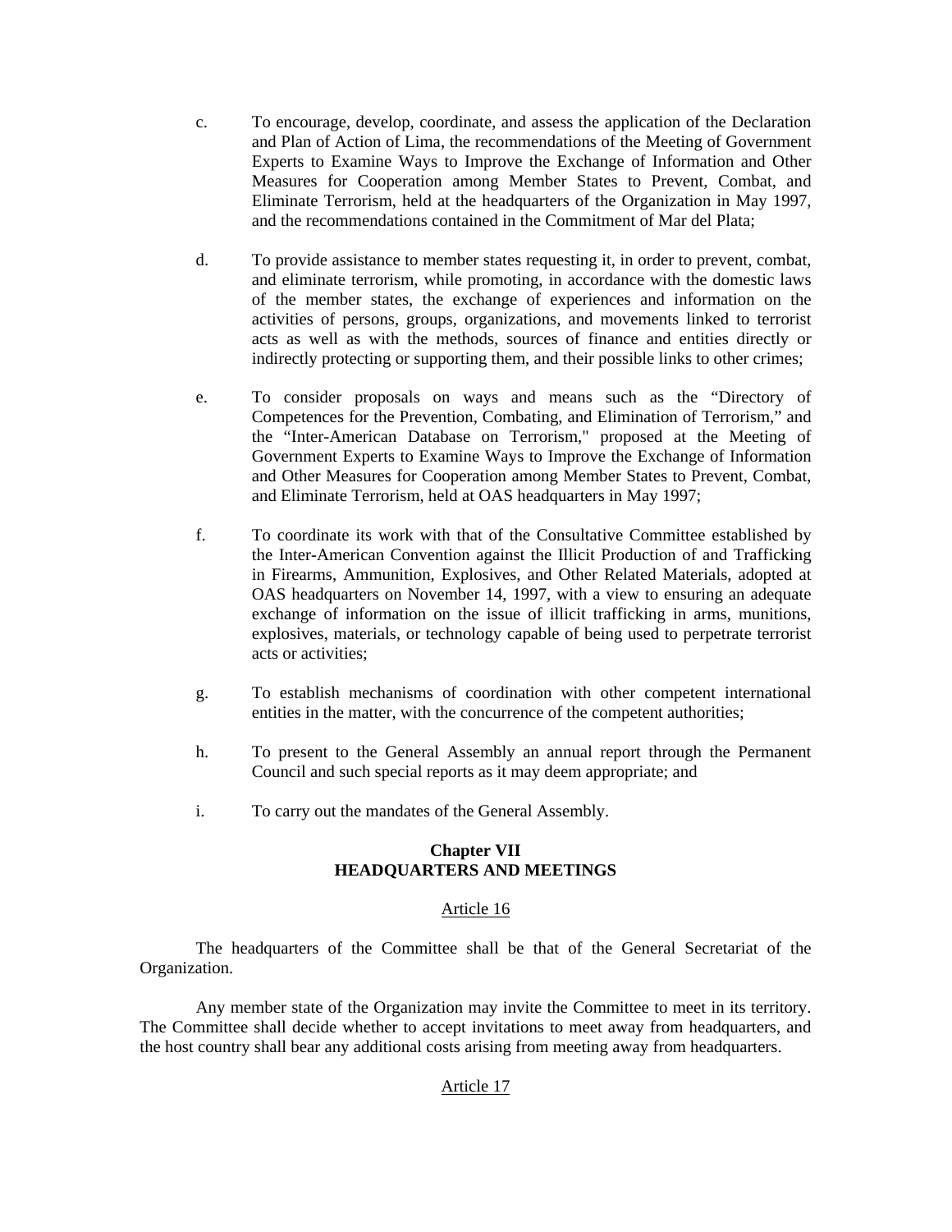c. To encourage, develop, coordinate, and assess the application of the Declaration and Plan of Action of Lima, the recommendations of the Meeting of Government Experts to Examine Ways to Improve the Exchange of Information and Other Measures for Cooperation among Member States to Prevent, Combat, and Eliminate Terrorism, held at the headquarters of the Organization in May 1997, and the recommendations contained in the Commitment of Mar del Plata;

d. To provide assistance to member states requesting it, in order to prevent, combat, and eliminate terrorism, while promoting, in accordance with the domestic laws of the member states, the exchange of experiences and information on the activities of persons, groups, organizations, and movements linked to terrorist acts as well as with the methods, sources of finance and entities directly or indirectly protecting or supporting them, and their possible links to other crimes;

e. To consider proposals on ways and means such as the "Directory of Competences for the Prevention, Combating, and Elimination of Terrorism," and the "Inter-American Database on Terrorism," proposed at the Meeting of Government Experts to Examine Ways to Improve the Exchange of Information and Other Measures for Cooperation among Member States to Prevent, Combat, and Eliminate Terrorism, held at OAS headquarters in May 1997;

f. To coordinate its work with that of the Consultative Committee established by the Inter-American Convention against the Illicit Production of and Trafficking in Firearms, Ammunition, Explosives, and Other Related Materials, adopted at OAS headquarters on November 14, 1997, with a view to ensuring an adequate exchange of information on the issue of illicit trafficking in arms, munitions, explosives, materials, or technology capable of being used to perpetrate terrorist acts or activities;

g. To establish mechanisms of coordination with other competent international entities in the matter, with the concurrence of the competent authorities;

h. To present to the General Assembly an annual report through the Permanent Council and such special reports as it may deem appropriate; and

i. To carry out the mandates of the General Assembly.

## Chapter VII
## HEADQUARTERS AND MEETINGS

Article 16

The headquarters of the Committee shall be that of the General Secretariat of the Organization.

Any member state of the Organization may invite the Committee to meet in its territory. The Committee shall decide whether to accept invitations to meet away from headquarters, and the host country shall bear any additional costs arising from meeting away from headquarters.

Article 17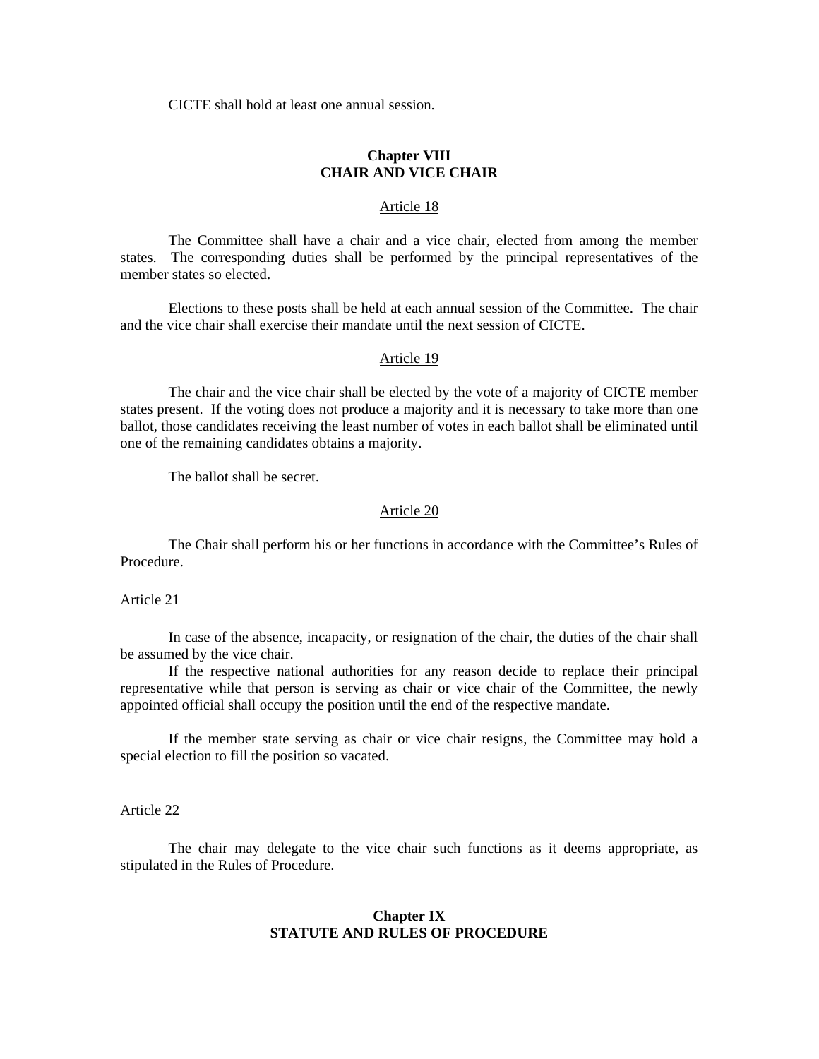CICTE shall hold at least one annual session.

## Chapter VIII
## CHAIR AND VICE CHAIR

Article 18

The Committee shall have a chair and a vice chair, elected from among the member states. The corresponding duties shall be performed by the principal representatives of the member states so elected.

Elections to these posts shall be held at each annual session of the Committee. The chair and the vice chair shall exercise their mandate until the next session of CICTE.

Article 19

The chair and the vice chair shall be elected by the vote of a majority of CICTE member states present. If the voting does not produce a majority and it is necessary to take more than one ballot, those candidates receiving the least number of votes in each ballot shall be eliminated until one of the remaining candidates obtains a majority.

The ballot shall be secret.

Article 20

The Chair shall perform his or her functions in accordance with the Committee's Rules of Procedure.

Article 21

In case of the absence, incapacity, or resignation of the chair, the duties of the chair shall be assumed by the vice chair.

If the respective national authorities for any reason decide to replace their principal representative while that person is serving as chair or vice chair of the Committee, the newly appointed official shall occupy the position until the end of the respective mandate.

If the member state serving as chair or vice chair resigns, the Committee may hold a special election to fill the position so vacated.

Article 22

The chair may delegate to the vice chair such functions as it deems appropriate, as stipulated in the Rules of Procedure.

## Chapter IX
## STATUTE AND RULES OF PROCEDURE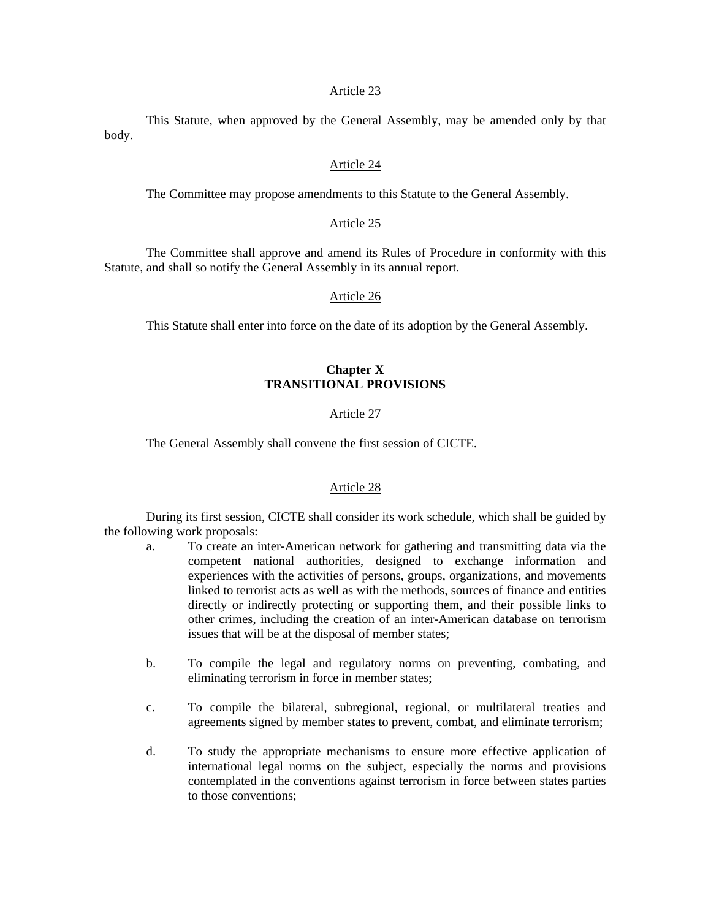Article 23

This Statute, when approved by the General Assembly, may be amended only by that body.

Article 24

The Committee may propose amendments to this Statute to the General Assembly.

Article 25

The Committee shall approve and amend its Rules of Procedure in conformity with this Statute, and shall so notify the General Assembly in its annual report.

Article 26

This Statute shall enter into force on the date of its adoption by the General Assembly.

**Chapter X**
**TRANSITIONAL PROVISIONS**

Article 27

The General Assembly shall convene the first session of CICTE.

Article 28

During its first session, CICTE shall consider its work schedule, which shall be guided by the following work proposals:

a. To create an inter-American network for gathering and transmitting data via the competent national authorities, designed to exchange information and experiences with the activities of persons, groups, organizations, and movements linked to terrorist acts as well as with the methods, sources of finance and entities directly or indirectly protecting or supporting them, and their possible links to other crimes, including the creation of an inter-American database on terrorism issues that will be at the disposal of member states;

b. To compile the legal and regulatory norms on preventing, combating, and eliminating terrorism in force in member states;

c. To compile the bilateral, subregional, regional, or multilateral treaties and agreements signed by member states to prevent, combat, and eliminate terrorism;

d. To study the appropriate mechanisms to ensure more effective application of international legal norms on the subject, especially the norms and provisions contemplated in the conventions against terrorism in force between states parties to those conventions;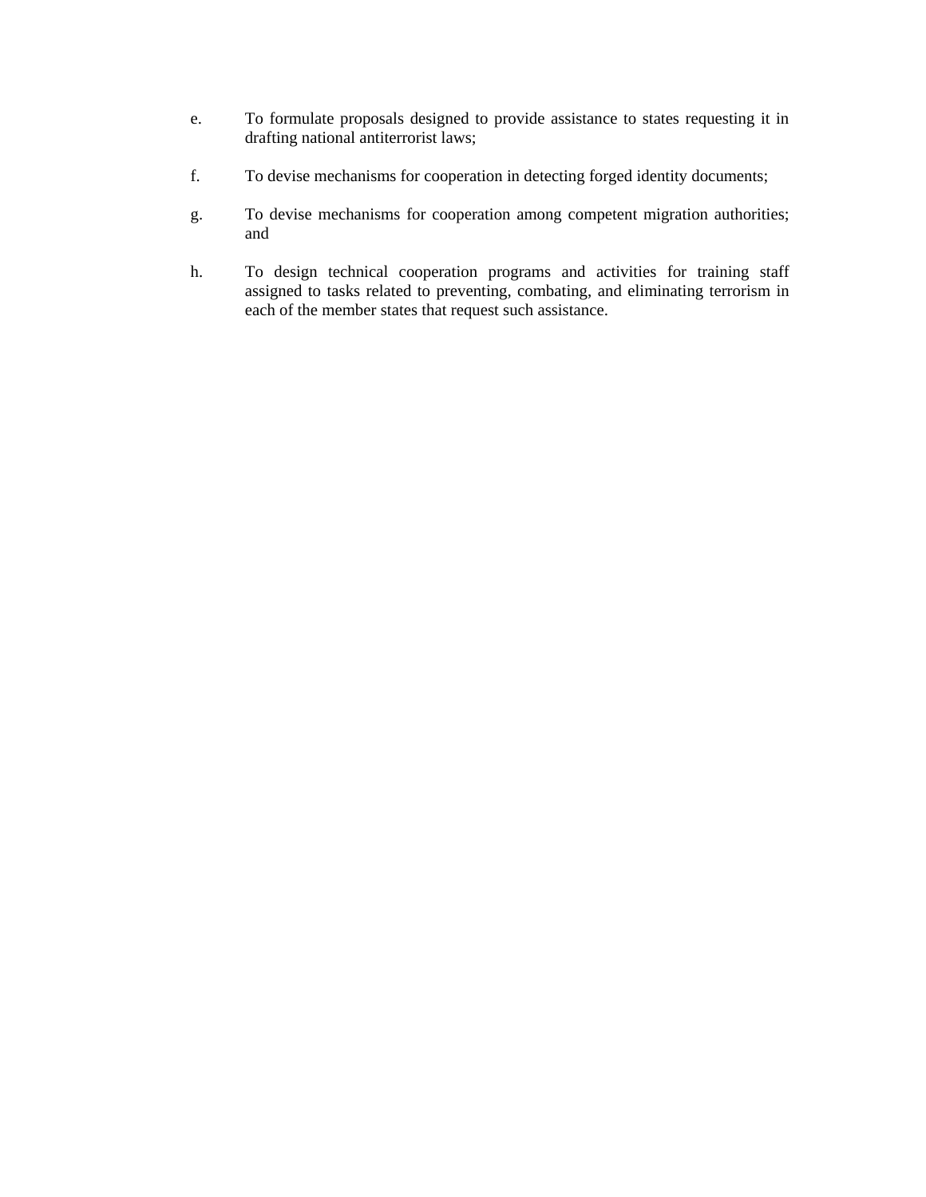e. To formulate proposals designed to provide assistance to states requesting it in drafting national antiterrorist laws;

f. To devise mechanisms for cooperation in detecting forged identity documents;

g. To devise mechanisms for cooperation among competent migration authorities; and

h. To design technical cooperation programs and activities for training staff assigned to tasks related to preventing, combating, and eliminating terrorism in each of the member states that request such assistance.